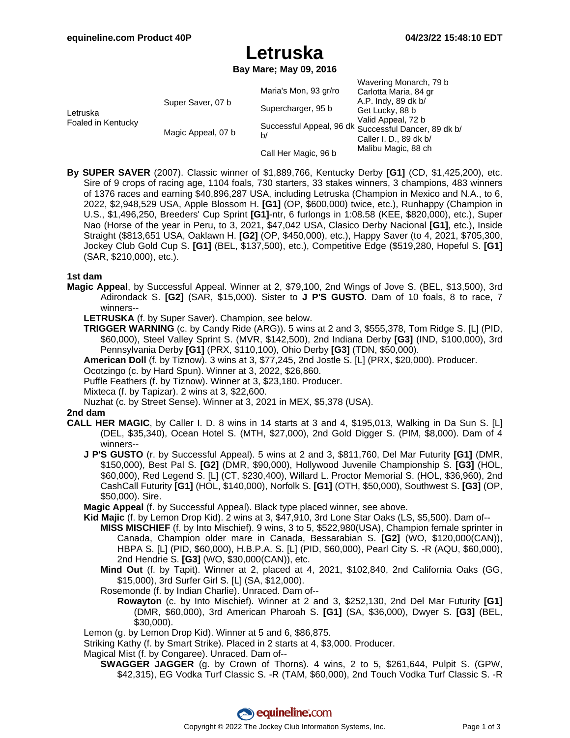# Letruska

**Bay Mare; May 09, 2016**

| | | | |
|---|---|---|---|
| Letruska Foaled in Kentucky | Super Saver, 07 b | Maria's Mon, 93 gr/ro | Wavering Monarch, 79 b |
| | | | Carlotta Maria, 84 gr |
| | | Supercharger, 95 b | A.P. Indy, 89 dk b/ |
| | | | Get Lucky, 88 b |
| | Magic Appeal, 07 b | Successful Appeal, 96 dk b/ | Valid Appeal, 72 b |
| | | | Successful Dancer, 89 dk b/ |
| | | Call Her Magic, 96 b | Caller I. D., 89 dk b/ |
| | | | Malibu Magic, 88 ch |

**By SUPER SAVER** (2007). Classic winner of $1,889,766, Kentucky Derby **[G1]** (CD, $1,425,200), etc. Sire of 9 crops of racing age, 1104 foals, 730 starters, 33 stakes winners, 3 champions, 483 winners of 1376 races and earning $40,896,287 USA, including Letruska (Champion in Mexico and N.A., to 6, 2022, $2,948,529 USA, Apple Blossom H. **[G1]** (OP, $600,000) twice, etc.), Runhappy (Champion in U.S., $1,496,250, Breeders' Cup Sprint **[G1]**-ntr, 6 furlongs in 1:08.58 (KEE, $820,000), etc.), Super Nao (Horse of the year in Peru, to 3, 2021, $47,042 USA, Clasico Derby Nacional **[G1]**, etc.), Inside Straight ($813,651 USA, Oaklawn H. **[G2]** (OP, $450,000), etc.), Happy Saver (to 4, 2021, $705,300, Jockey Club Gold Cup S. **[G1]** (BEL, $137,500), etc.), Competitive Edge ($519,280, Hopeful S. **[G1]** (SAR, $210,000), etc.).

**1st dam**

**Magic Appeal**, by Successful Appeal. Winner at 2, $79,100, 2nd Wings of Jove S. (BEL, $13,500), 3rd Adirondack S. **[G2]** (SAR, $15,000). Sister to **J P'S GUSTO**. Dam of 10 foals, 8 to race, 7 winners--

- **LETRUSKA** (f. by Super Saver). Champion, see below.
- **TRIGGER WARNING** (c. by Candy Ride (ARG)). 5 wins at 2 and 3, $555,378, Tom Ridge S. [L] (PID, $60,000), Steel Valley Sprint S. (MVR, $142,500), 2nd Indiana Derby **[G3]** (IND, $100,000), 3rd Pennsylvania Derby **[G1]** (PRX, $110,100), Ohio Derby **[G3]** (TDN, $50,000).
- **American Doll** (f. by Tiznow). 3 wins at 3, $77,245, 2nd Jostle S. [L] (PRX, $20,000). Producer.
- Ocotzingo (c. by Hard Spun). Winner at 3, 2022, $26,860.
- Puffle Feathers (f. by Tiznow). Winner at 3, $23,180. Producer.
- Mixteca (f. by Tapizar). 2 wins at 3, $22,600.
- Nuzhat (c. by Street Sense). Winner at 3, 2021 in MEX, $5,378 (USA).

**2nd dam**

**CALL HER MAGIC**, by Caller I. D. 8 wins in 14 starts at 3 and 4, $195,013, Walking in Da Sun S. [L] (DEL, $35,340), Ocean Hotel S. (MTH, $27,000), 2nd Gold Digger S. (PIM, $8,000). Dam of 4 winners--

- **J P'S GUSTO** (r. by Successful Appeal). 5 wins at 2 and 3, $811,760, Del Mar Futurity **[G1]** (DMR, $150,000), Best Pal S. **[G2]** (DMR, $90,000), Hollywood Juvenile Championship S. **[G3]** (HOL, $60,000), Red Legend S. [L] (CT, $230,400), Willard L. Proctor Memorial S. (HOL, $36,960), 2nd CashCall Futurity **[G1]** (HOL, $140,000), Norfolk S. **[G1]** (OTH, $50,000), Southwest S. **[G3]** (OP, $50,000). Sire.
- **Magic Appeal** (f. by Successful Appeal). Black type placed winner, see above.
- **Kid Majic** (f. by Lemon Drop Kid). 2 wins at 3, $47,910, 3rd Lone Star Oaks (LS, $5,500). Dam of--
  - **MISS MISCHIEF** (f. by Into Mischief). 9 wins, 3 to 5, $522,980(USA), Champion female sprinter in Canada, Champion older mare in Canada, Bessarabian S. **[G2]** (WO, $120,000(CAN)), HBPA S. [L] (PID, $60,000), H.B.P.A. S. [L] (PID, $60,000), Pearl City S. -R (AQU, $60,000), 2nd Hendrie S. **[G3]** (WO, $30,000(CAN)), etc.
  - **Mind Out** (f. by Tapit). Winner at 2, placed at 4, 2021, $102,840, 2nd California Oaks (GG, $15,000), 3rd Surfer Girl S. [L] (SA, $12,000).
  - Rosemonde (f. by Indian Charlie). Unraced. Dam of--
    - **Rowayton** (c. by Into Mischief). Winner at 2 and 3, $252,130, 2nd Del Mar Futurity **[G1]** (DMR, $60,000), 3rd American Pharoah S. **[G1]** (SA, $36,000), Dwyer S. **[G3]** (BEL, $30,000).
- Lemon (g. by Lemon Drop Kid). Winner at 5 and 6, $86,875.
- Striking Kathy (f. by Smart Strike). Placed in 2 starts at 4, $3,000. Producer.
- Magical Mist (f. by Congaree). Unraced. Dam of--
  - **SWAGGER JAGGER** (g. by Crown of Thorns). 4 wins, 2 to 5, $261,644, Pulpit S. (GPW, $42,315), EG Vodka Turf Classic S. -R (TAM, $60,000), 2nd Touch Vodka Turf Classic S. -R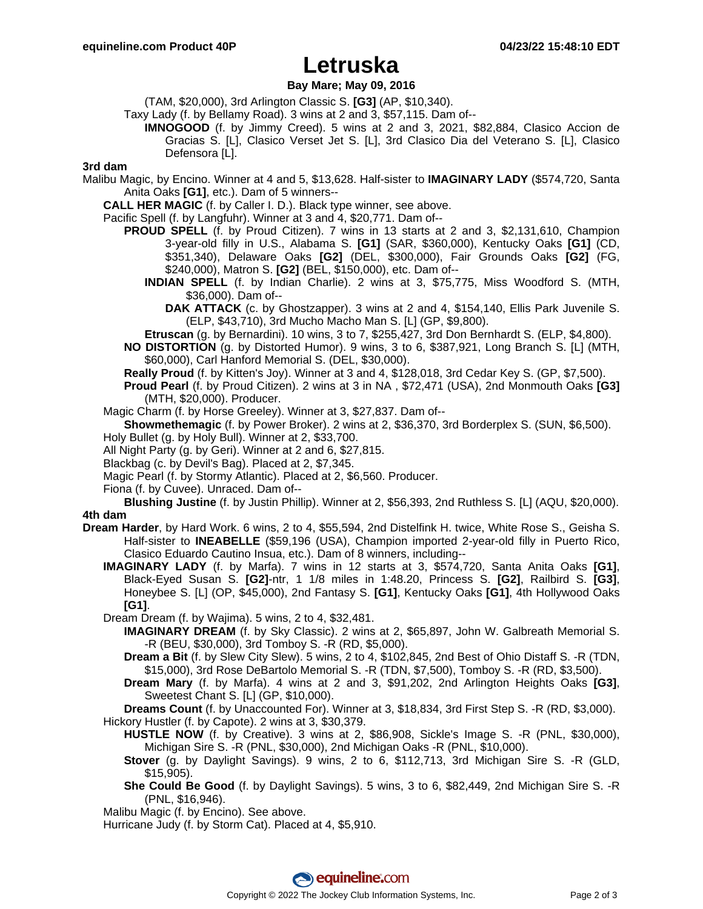# Letruska

**Bay Mare; May 09, 2016**

(TAM, $20,000), 3rd Arlington Classic S. **[G3]** (AP, $10,340).

Taxy Lady (f. by Bellamy Road). 3 wins at 2 and 3, $57,115. Dam of--

**IMNOGOOD** (f. by Jimmy Creed). 5 wins at 2 and 3, 2021, $82,884, Clasico Accion de Gracias S. [L], Clasico Verset Jet S. [L], 3rd Clasico Dia del Veterano S. [L], Clasico Defensora [L].

**3rd dam**

Malibu Magic, by Encino. Winner at 4 and 5, $13,628. Half-sister to **IMAGINARY LADY** ($574,720, Santa Anita Oaks **[G1]**, etc.). Dam of 5 winners--

**CALL HER MAGIC** (f. by Caller I. D.). Black type winner, see above.

Pacific Spell (f. by Langfuhr). Winner at 3 and 4, $20,771. Dam of--

**PROUD SPELL** (f. by Proud Citizen). 7 wins in 13 starts at 2 and 3, $2,131,610, Champion 3-year-old filly in U.S., Alabama S. **[G1]** (SAR, $360,000), Kentucky Oaks **[G1]** (CD, $351,340), Delaware Oaks **[G2]** (DEL, $300,000), Fair Grounds Oaks **[G2]** (FG, $240,000), Matron S. **[G2]** (BEL, $150,000), etc. Dam of--

**INDIAN SPELL** (f. by Indian Charlie). 2 wins at 3, $75,775, Miss Woodford S. (MTH, $36,000). Dam of--

**DAK ATTACK** (c. by Ghostzapper). 3 wins at 2 and 4, $154,140, Ellis Park Juvenile S. (ELP, $43,710), 3rd Mucho Macho Man S. [L] (GP, $9,800).

**Etruscan** (g. by Bernardini). 10 wins, 3 to 7, $255,427, 3rd Don Bernhardt S. (ELP, $4,800).

**NO DISTORTION** (g. by Distorted Humor). 9 wins, 3 to 6, $387,921, Long Branch S. [L] (MTH, $60,000), Carl Hanford Memorial S. (DEL, $30,000).

**Really Proud** (f. by Kitten's Joy). Winner at 3 and 4, $128,018, 3rd Cedar Key S. (GP, $7,500).

**Proud Pearl** (f. by Proud Citizen). 2 wins at 3 in NA , $72,471 (USA), 2nd Monmouth Oaks **[G3]** (MTH, $20,000). Producer.

Magic Charm (f. by Horse Greeley). Winner at 3, $27,837. Dam of--

**Showmethemagic** (f. by Power Broker). 2 wins at 2, $36,370, 3rd Borderplex S. (SUN, $6,500).

Holy Bullet (g. by Holy Bull). Winner at 2, $33,700.

All Night Party (g. by Geri). Winner at 2 and 6, $27,815.

Blackbag (c. by Devil's Bag). Placed at 2, $7,345.

Magic Pearl (f. by Stormy Atlantic). Placed at 2, $6,560. Producer.

Fiona (f. by Cuvee). Unraced. Dam of--

**Blushing Justine** (f. by Justin Phillip). Winner at 2, $56,393, 2nd Ruthless S. [L] (AQU, $20,000).

**4th dam**

**Dream Harder**, by Hard Work. 6 wins, 2 to 4, $55,594, 2nd Distelfink H. twice, White Rose S., Geisha S. Half-sister to **INEABELLE** ($59,196 (USA), Champion imported 2-year-old filly in Puerto Rico, Clasico Eduardo Cautino Insua, etc.). Dam of 8 winners, including--

**IMAGINARY LADY** (f. by Marfa). 7 wins in 12 starts at 3, $574,720, Santa Anita Oaks **[G1]**, Black-Eyed Susan S. **[G2]**-ntr, 1 1/8 miles in 1:48.20, Princess S. **[G2]**, Railbird S. **[G3]**, Honeybee S. [L] (OP, $45,000), 2nd Fantasy S. **[G1]**, Kentucky Oaks **[G1]**, 4th Hollywood Oaks **[G1]**.

Dream Dream (f. by Wajima). 5 wins, 2 to 4, $32,481.

**IMAGINARY DREAM** (f. by Sky Classic). 2 wins at 2, $65,897, John W. Galbreath Memorial S. -R (BEU, $30,000), 3rd Tomboy S. -R (RD, $5,000).

**Dream a Bit** (f. by Slew City Slew). 5 wins, 2 to 4, $102,845, 2nd Best of Ohio Distaff S. -R (TDN, $15,000), 3rd Rose DeBartolo Memorial S. -R (TDN, $7,500), Tomboy S. -R (RD, $3,500).

**Dream Mary** (f. by Marfa). 4 wins at 2 and 3, $91,202, 2nd Arlington Heights Oaks **[G3]**, Sweetest Chant S. [L] (GP, $10,000).

**Dreams Count** (f. by Unaccounted For). Winner at 3, $18,834, 3rd First Step S. -R (RD, $3,000).

Hickory Hustler (f. by Capote). 2 wins at 3, $30,379.

**HUSTLE NOW** (f. by Creative). 3 wins at 2, $86,908, Sickle's Image S. -R (PNL, $30,000), Michigan Sire S. -R (PNL, $30,000), 2nd Michigan Oaks -R (PNL, $10,000).

**Stover** (g. by Daylight Savings). 9 wins, 2 to 6, $112,713, 3rd Michigan Sire S. -R (GLD, $15,905).

**She Could Be Good** (f. by Daylight Savings). 5 wins, 3 to 6, $82,449, 2nd Michigan Sire S. -R (PNL, $16,946).

Malibu Magic (f. by Encino). See above.

Hurricane Judy (f. by Storm Cat). Placed at 4, $5,910.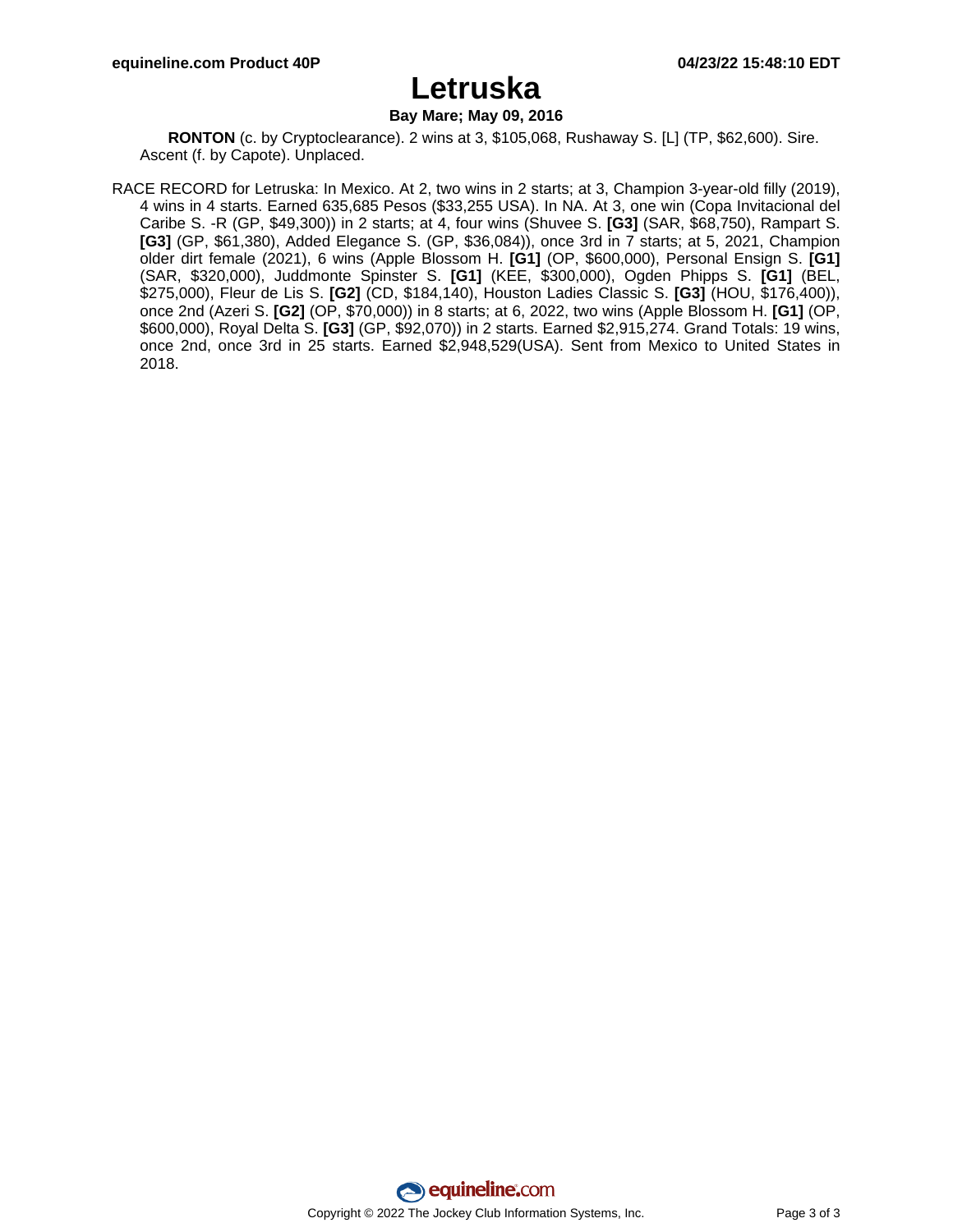# Letruska

**Bay Mare; May 09, 2016**

**RONTON** (c. by Cryptoclearance). 2 wins at 3, $105,068, Rushaway S. [L] (TP, $62,600). Sire.
Ascent (f. by Capote). Unplaced.

RACE RECORD for Letruska: In Mexico. At 2, two wins in 2 starts; at 3, Champion 3-year-old filly (2019), 4 wins in 4 starts. Earned 635,685 Pesos ($33,255 USA). In NA. At 3, one win (Copa Invitacional del Caribe S. -R (GP, $49,300)) in 2 starts; at 4, four wins (Shuvee S. **[G3]** (SAR, $68,750), Rampart S. **[G3]** (GP, $61,380), Added Elegance S. (GP, $36,084)), once 3rd in 7 starts; at 5, 2021, Champion older dirt female (2021), 6 wins (Apple Blossom H. **[G1]** (OP, $600,000), Personal Ensign S. **[G1]** (SAR, $320,000), Juddmonte Spinster S. **[G1]** (KEE, $300,000), Ogden Phipps S. **[G1]** (BEL, $275,000), Fleur de Lis S. **[G2]** (CD, $184,140), Houston Ladies Classic S. **[G3]** (HOU, $176,400)), once 2nd (Azeri S. **[G2]** (OP, $70,000)) in 8 starts; at 6, 2022, two wins (Apple Blossom H. **[G1]** (OP, $600,000), Royal Delta S. **[G3]** (GP, $92,070)) in 2 starts. Earned $2,915,274. Grand Totals: 19 wins, once 2nd, once 3rd in 25 starts. Earned $2,948,529(USA). Sent from Mexico to United States in 2018.